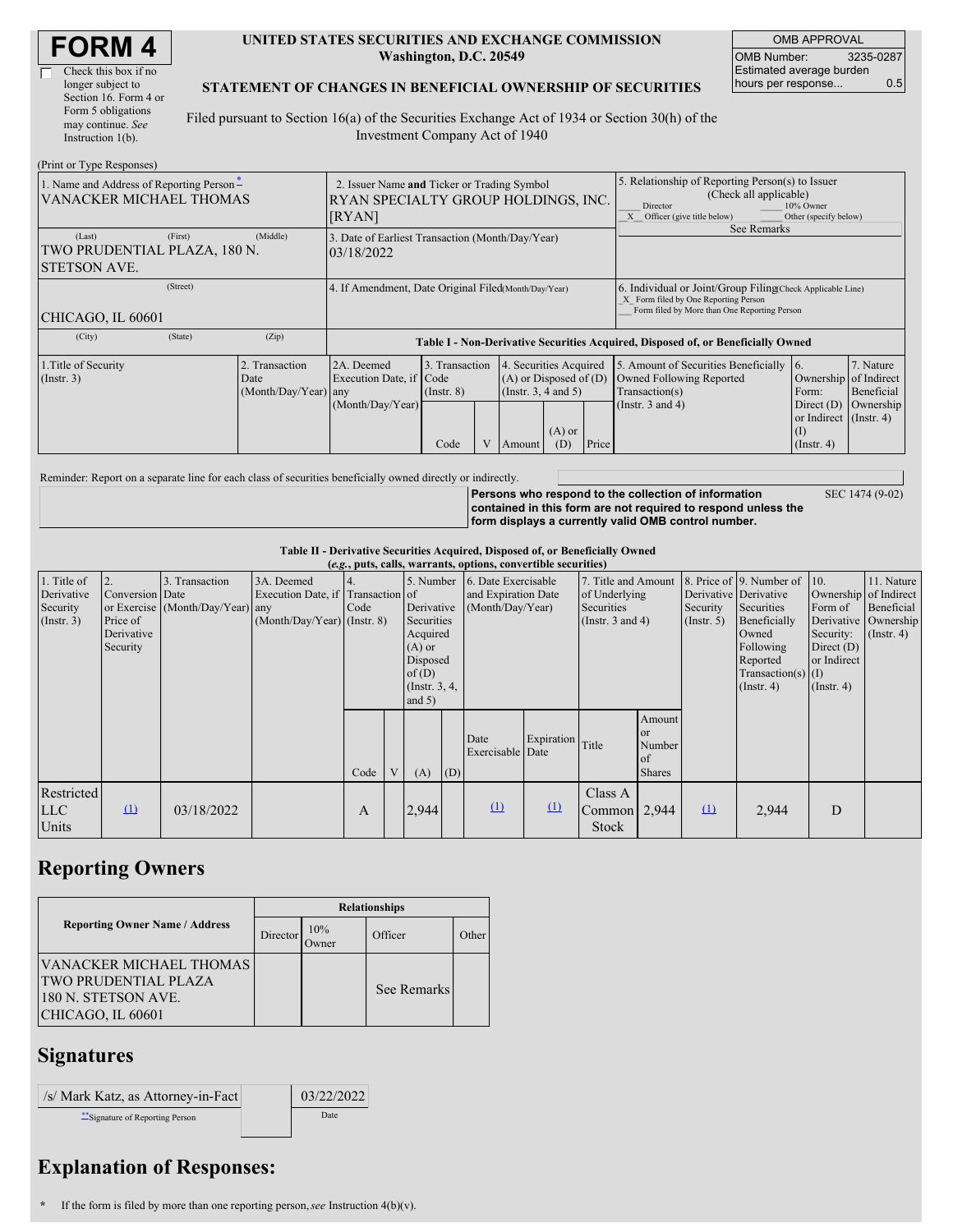# FORM 4

☐ Check this box if no longer subject to Section 16. Form 4 or Form 5 obligations may continue. *See* Instruction 1(b).

**UNITED STATES SECURITIES AND EXCHANGE COMMISSION**
**Washington, D.C. 20549**

**STATEMENT OF CHANGES IN BENEFICIAL OWNERSHIP OF SECURITIES**

Filed pursuant to Section 16(a) of the Securities Exchange Act of 1934 or Section 30(h) of the Investment Company Act of 1940

| OMB APPROVAL | |
|---|---|
| OMB Number: | 3235-0287 |
| Estimated average burden hours per response... | 0.5 |

(Print or Type Responses)

| 1. Name and Address of Reporting Person * | 2. Issuer Name and Ticker or Trading Symbol | 5. Relationship of Reporting Person(s) to Issuer (Check all applicable) |
|---|---|---|
| VANACKER MICHAEL THOMAS | RYAN SPECIALTY GROUP HOLDINGS, INC. [RYAN] | ___ Director ___ 10% Owner _X_ Officer (give title below) ___ Other (specify below) |
| (Last) (First) (Middle) TWO PRUDENTIAL PLAZA, 180 N. STETSON AVE. | 3. Date of Earliest Transaction (Month/Day/Year) 03/18/2022 | See Remarks |
| (Street) CHICAGO, IL 60601 | 4. If Amendment, Date Original Filed (Month/Day/Year) | 6. Individual or Joint/Group Filing (Check Applicable Line) _X_ Form filed by One Reporting Person ___ Form filed by More than One Reporting Person |
| (City) (State) (Zip) | | |

**Table I - Non-Derivative Securities Acquired, Disposed of, or Beneficially Owned**

| 1.Title of Security (Instr. 3) | 2. Transaction Date (Month/Day/Year) | 2A. Deemed Execution Date, if any (Month/Day/Year) | 3. Transaction Code (Instr. 8) | | 4. Securities Acquired (A) or Disposed of (D) (Instr. 3, 4 and 5) | | | 5. Amount of Securities Beneficially Owned Following Reported Transaction(s) (Instr. 3 and 4) | 6. Ownership Form: Direct (D) or Indirect (I) (Instr. 4) | 7. Nature of Indirect Beneficial Ownership (Instr. 4) |
|---|---|---|---|---|---|---|---|---|---|---|
| | | | Code | V | Amount | (A) or (D) | Price | | | |

Reminder: Report on a separate line for each class of securities beneficially owned directly or indirectly.

**Persons who respond to the collection of information contained in this form are not required to respond unless the form displays a currently valid OMB control number.** SEC 1474 (9-02)

**Table II - Derivative Securities Acquired, Disposed of, or Beneficially Owned**
***(e.g., puts, calls, warrants, options, convertible securities)***

| 1. Title of Derivative Security (Instr. 3) | 2. Conversion or Exercise Price of Derivative Security | 3. Transaction Date (Month/Day/Year) | 3A. Deemed Execution Date, if any (Month/Day/Year) | 4. Transaction Code (Instr. 8) | | 5. Number of Derivative Securities Acquired (A) or Disposed of (D) (Instr. 3, 4, and 5) | | 6. Date Exercisable and Expiration Date (Month/Day/Year) | | 7. Title and Amount of Underlying Securities (Instr. 3 and 4) | | 8. Price of Derivative Security (Instr. 5) | 9. Number of Derivative Securities Beneficially Owned Following Reported Transaction(s) (Instr. 4) | 10. Ownership Form of Derivative Security: Direct (D) or Indirect (I) (Instr. 4) | 11. Nature of Indirect Beneficial Ownership (Instr. 4) |
|---|---|---|---|---|---|---|---|---|---|---|---|---|---|---|---|
| | | | | Code | V | (A) | (D) | Date Exercisable | Expiration Date | Title | Amount or Number of Shares | | | | |
| Restricted LLC Units | (1) | 03/18/2022 | | A | | 2,944 | | (1) | (1) | Class A Common Stock | 2,944 | (1) | 2,944 | D | |

## Reporting Owners

| Reporting Owner Name / Address | Relationships | | | |
|---|---|---|---|---|
| | Director | 10% Owner | Officer | Other |
| VANACKER MICHAEL THOMAS TWO PRUDENTIAL PLAZA 180 N. STETSON AVE. CHICAGO, IL 60601 | | | See Remarks | |

## Signatures

| /s/ Mark Katz, as Attorney-in-Fact | 03/22/2022 |
|---|---|
| **Signature of Reporting Person | Date |

## Explanation of Responses:

\* If the form is filed by more than one reporting person, *see* Instruction 4(b)(v).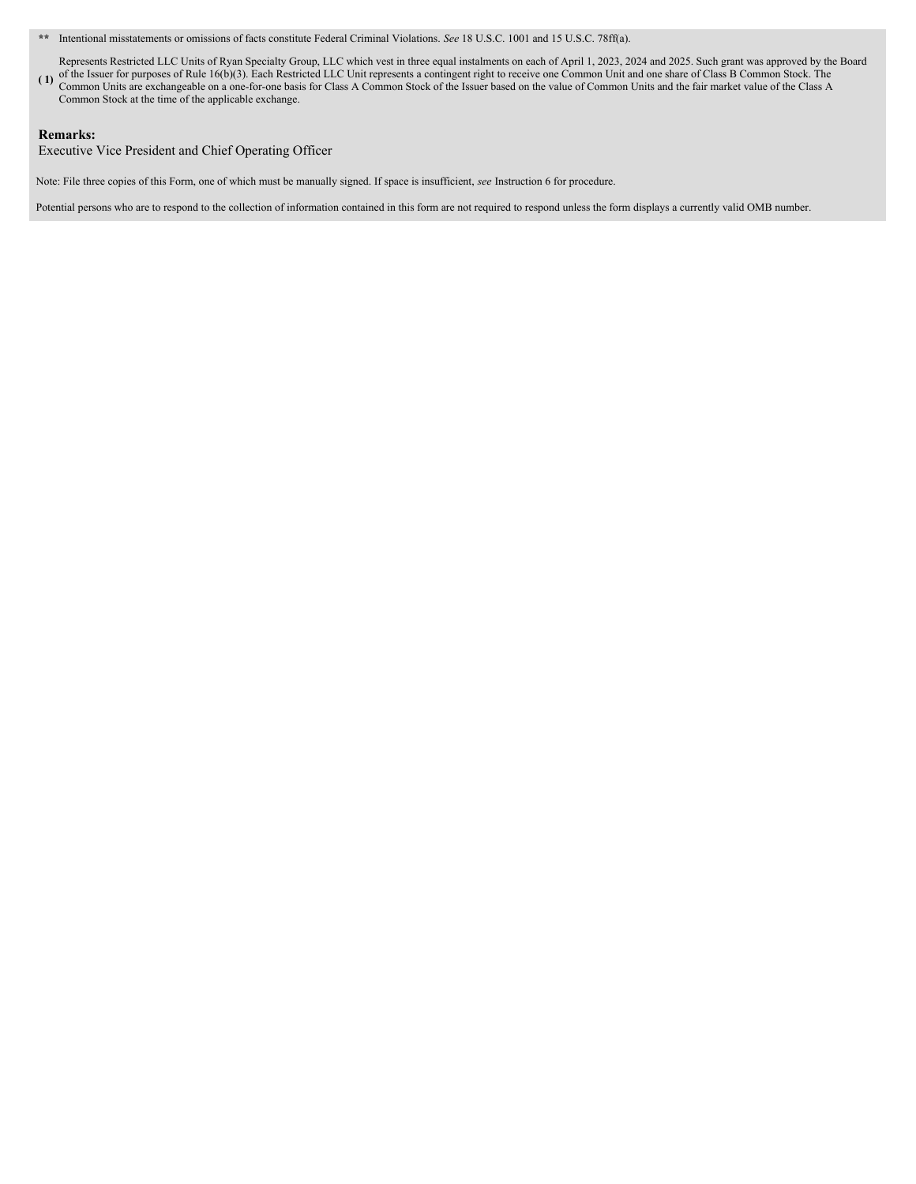** Intentional misstatements or omissions of facts constitute Federal Criminal Violations. *See* 18 U.S.C. 1001 and 15 U.S.C. 78ff(a).

(1) Represents Restricted LLC Units of Ryan Specialty Group, LLC which vest in three equal instalments on each of April 1, 2023, 2024 and 2025. Such grant was approved by the Board of the Issuer for purposes of Rule 16(b)(3). Each Restricted LLC Unit represents a contingent right to receive one Common Unit and one share of Class B Common Stock. The Common Units are exchangeable on a one-for-one basis for Class A Common Stock of the Issuer based on the value of Common Units and the fair market value of the Class A Common Stock at the time of the applicable exchange.

**Remarks:**

Executive Vice President and Chief Operating Officer

Note: File three copies of this Form, one of which must be manually signed. If space is insufficient, *see* Instruction 6 for procedure.

Potential persons who are to respond to the collection of information contained in this form are not required to respond unless the form displays a currently valid OMB number.